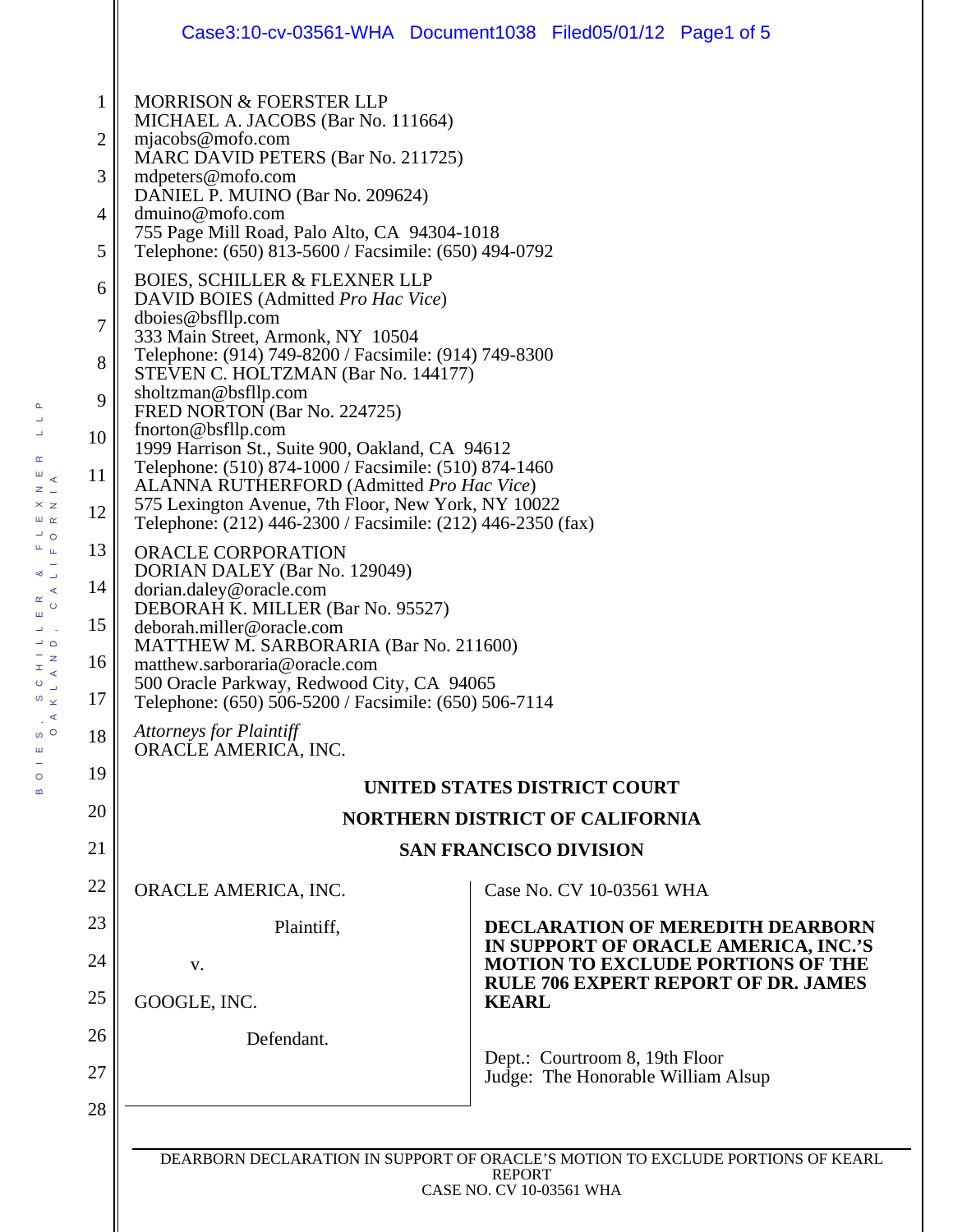MORRISON & FOERSTER LLP
MICHAEL A. JACOBS (Bar No. 111664)
mjacobs@mofo.com
MARC DAVID PETERS (Bar No. 211725)
mdpeters@mofo.com
DANIEL P. MUINO (Bar No. 209624)
dmuino@mofo.com
755 Page Mill Road, Palo Alto, CA 94304-1018
Telephone: (650) 813-5600 / Facsimile: (650) 494-0792

BOIES, SCHILLER & FLEXNER LLP
DAVID BOIES (Admitted *Pro Hac Vice*)
dboies@bsfllp.com
333 Main Street, Armonk, NY 10504
Telephone: (914) 749-8200 / Facsimile: (914) 749-8300
STEVEN C. HOLTZMAN (Bar No. 144177)
sholtzman@bsfllp.com
FRED NORTON (Bar No. 224725)
fnorton@bsfllp.com
1999 Harrison St., Suite 900, Oakland, CA 94612
Telephone: (510) 874-1000 / Facsimile: (510) 874-1460
ALANNA RUTHERFORD (Admitted *Pro Hac Vice*)
575 Lexington Avenue, 7th Floor, New York, NY 10022
Telephone: (212) 446-2300 / Facsimile: (212) 446-2350 (fax)

ORACLE CORPORATION
DORIAN DALEY (Bar No. 129049)
dorian.daley@oracle.com
DEBORAH K. MILLER (Bar No. 95527)
deborah.miller@oracle.com
MATTHEW M. SARBORARIA (Bar No. 211600)
matthew.sarboraria@oracle.com
500 Oracle Parkway, Redwood City, CA 94065
Telephone: (650) 506-5200 / Facsimile: (650) 506-7114

*Attorneys for Plaintiff*
ORACLE AMERICA, INC.

**UNITED STATES DISTRICT COURT**

**NORTHERN DISTRICT OF CALIFORNIA**

**SAN FRANCISCO DIVISION**

ORACLE AMERICA, INC.

Plaintiff,

v.

GOOGLE, INC.

Defendant.

Case No. CV 10-03561 WHA

**DECLARATION OF MEREDITH DEARBORN IN SUPPORT OF ORACLE AMERICA, INC.'S MOTION TO EXCLUDE PORTIONS OF THE RULE 706 EXPERT REPORT OF DR. JAMES KEARL**

Dept.: Courtroom 8, 19th Floor
Judge: The Honorable William Alsup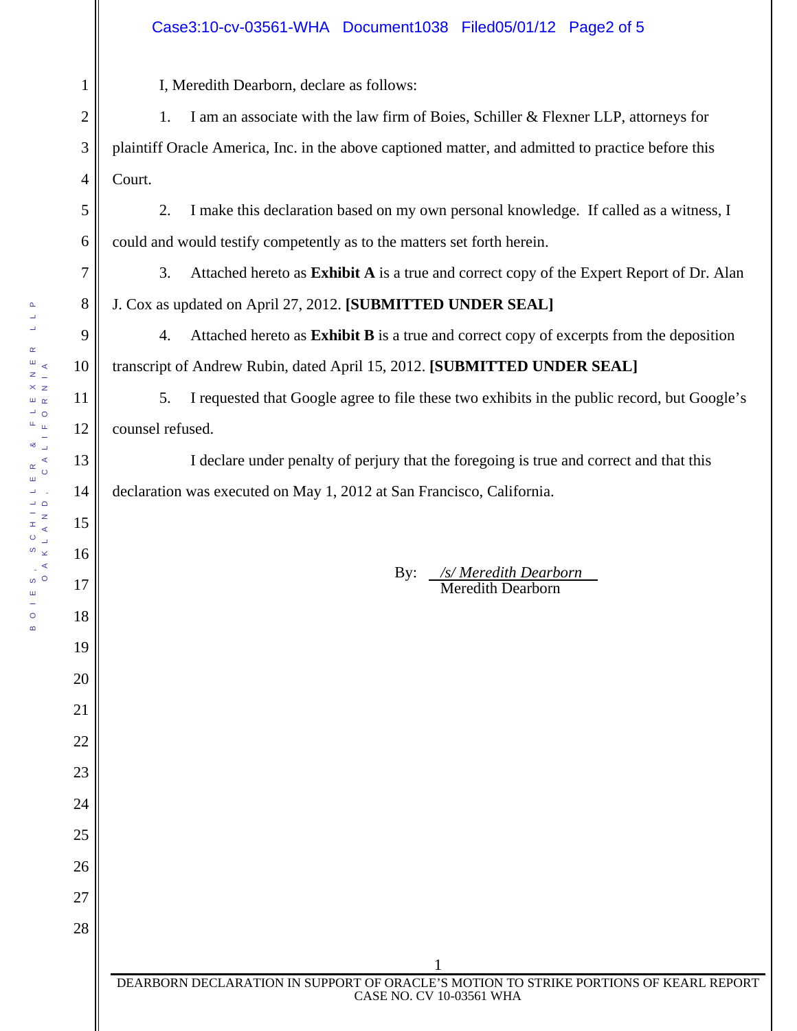I, Meredith Dearborn, declare as follows:

1. I am an associate with the law firm of Boies, Schiller & Flexner LLP, attorneys for plaintiff Oracle America, Inc. in the above captioned matter, and admitted to practice before this Court.

2. I make this declaration based on my own personal knowledge. If called as a witness, I could and would testify competently as to the matters set forth herein.

3. Attached hereto as **Exhibit A** is a true and correct copy of the Expert Report of Dr. Alan J. Cox as updated on April 27, 2012. **[SUBMITTED UNDER SEAL]**

4. Attached hereto as **Exhibit B** is a true and correct copy of excerpts from the deposition transcript of Andrew Rubin, dated April 15, 2012. **[SUBMITTED UNDER SEAL]**

5. I requested that Google agree to file these two exhibits in the public record, but Google's counsel refused.

I declare under penalty of perjury that the foregoing is true and correct and that this declaration was executed on May 1, 2012 at San Francisco, California.

By: *_/s/ Meredith Dearborn_*
Meredith Dearborn

DEARBORN DECLARATION IN SUPPORT OF ORACLE'S MOTION TO STRIKE PORTIONS OF KEARL REPORT
CASE NO. CV 10-03561 WHA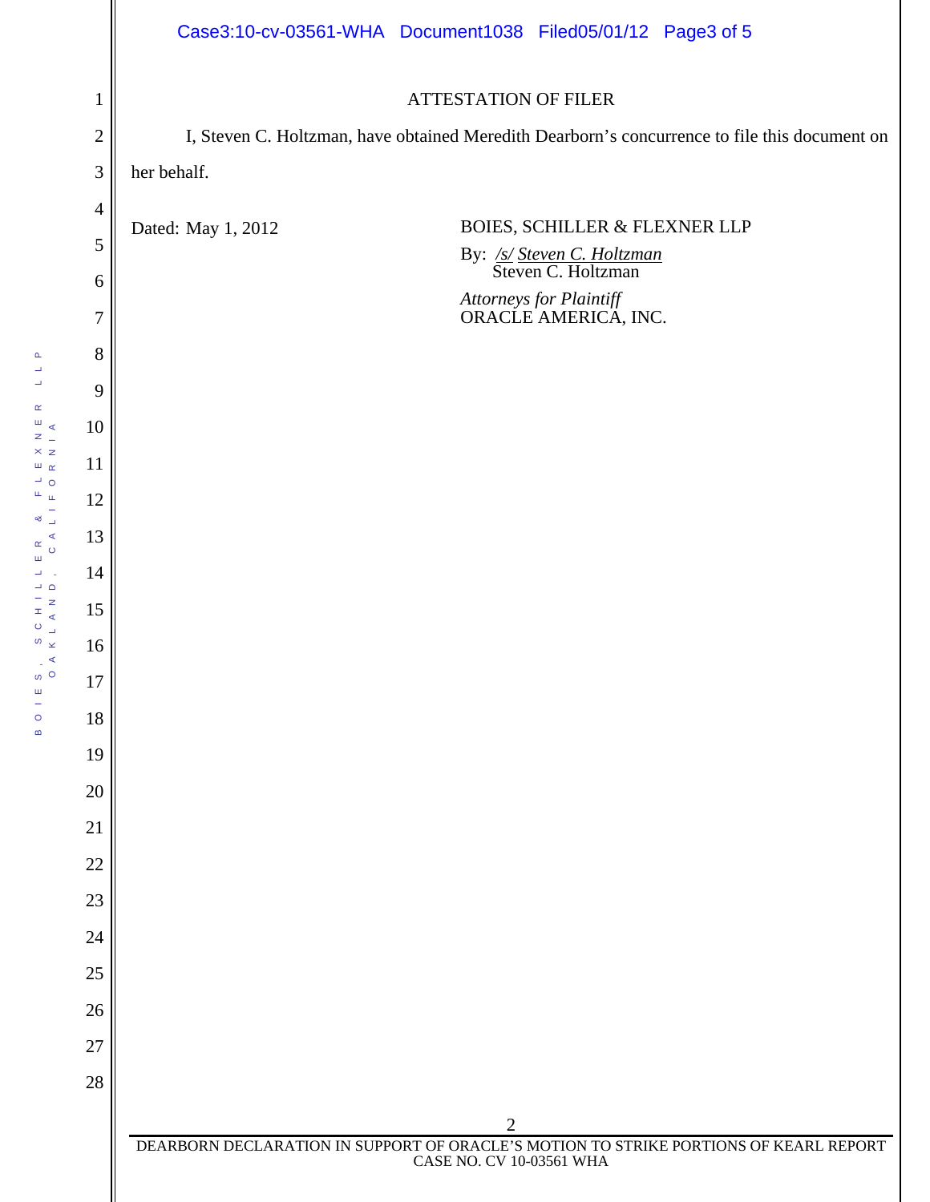## ATTESTATION OF FILER

I, Steven C. Holtzman, have obtained Meredith Dearborn's concurrence to file this document on her behalf.

Dated: May 1, 2012

BOIES, SCHILLER & FLEXNER LLP

By: /s/ Steven C. Holtzman
Steven C. Holtzman

*Attorneys for Plaintiff*
ORACLE AMERICA, INC.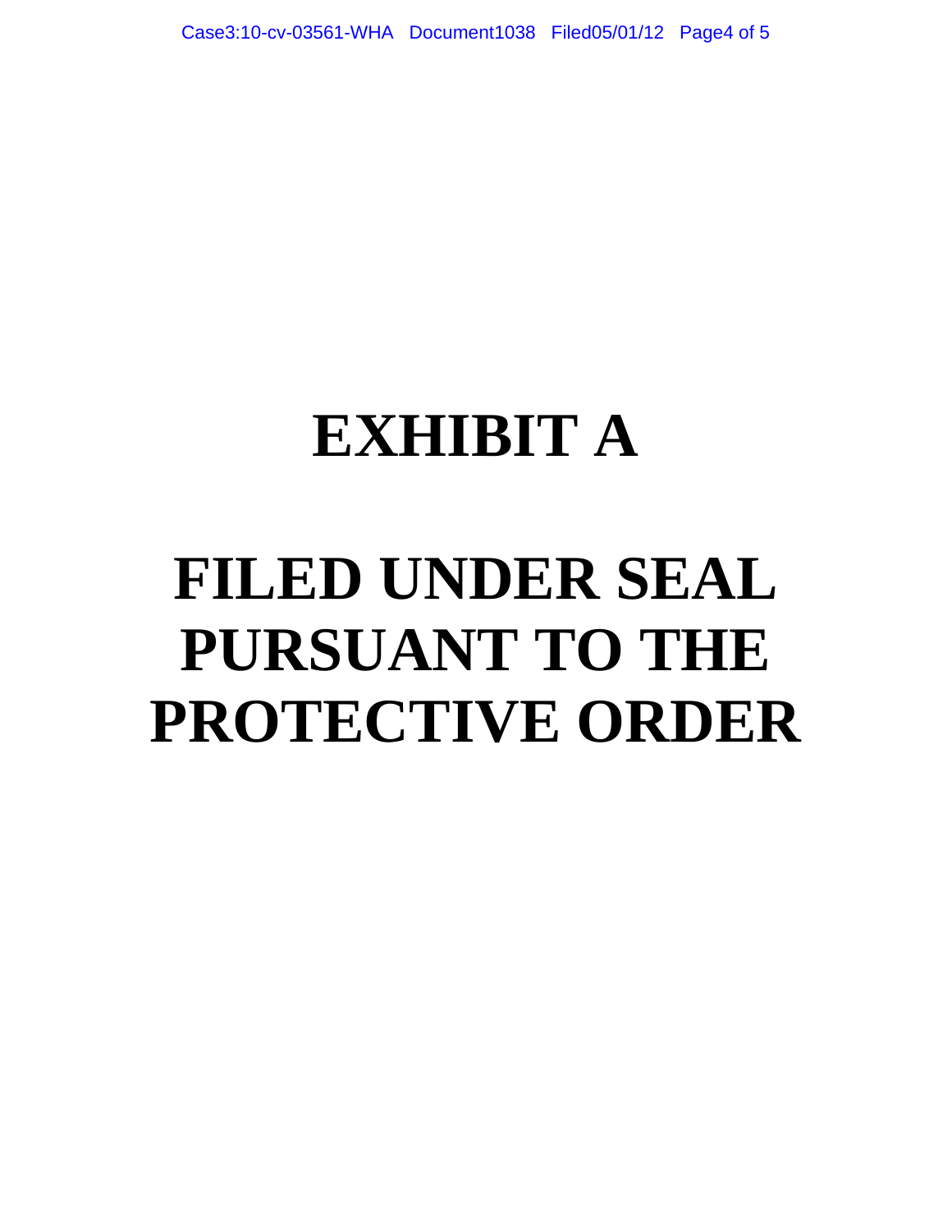# EXHIBIT A

# FILED UNDER SEAL PURSUANT TO THE PROTECTIVE ORDER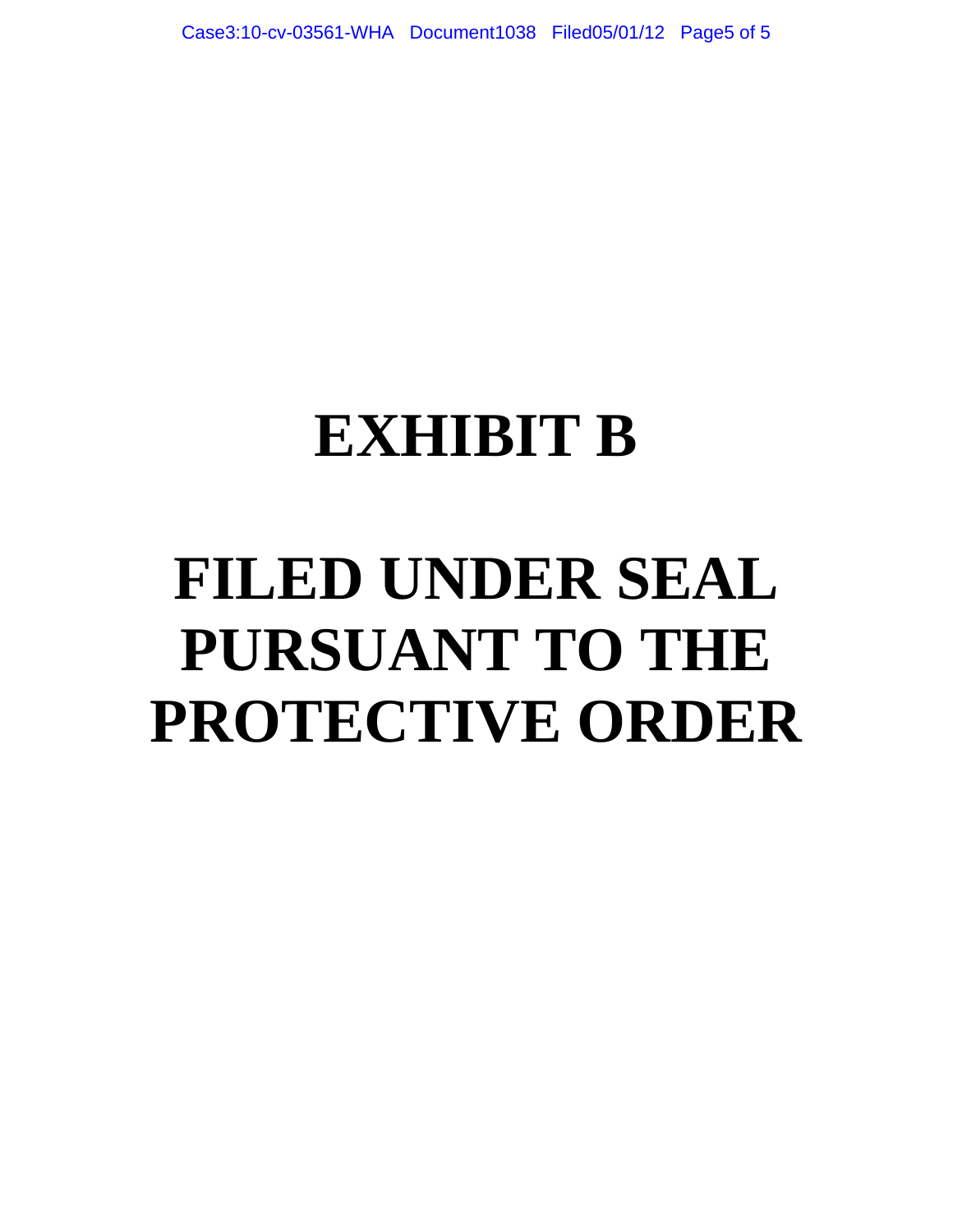# EXHIBIT B

# FILED UNDER SEAL PURSUANT TO THE PROTECTIVE ORDER